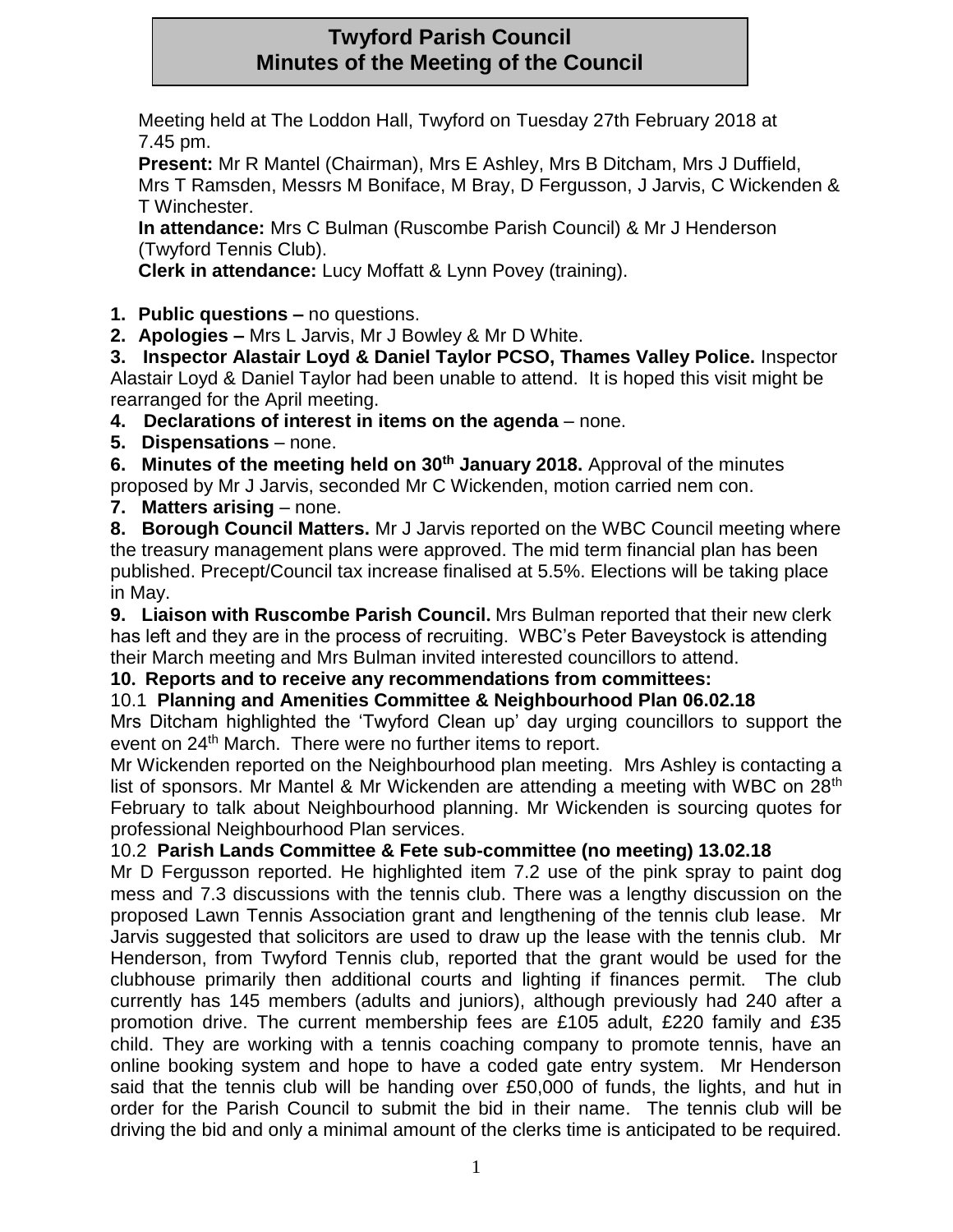# Twyford Parish Council
## Minutes of the Meeting of the Council

Meeting held at The Loddon Hall, Twyford on Tuesday 27th February 2018 at 7.45 pm.

**Present:** Mr R Mantel (Chairman), Mrs E Ashley, Mrs B Ditcham, Mrs J Duffield, Mrs T Ramsden, Messrs M Boniface, M Bray, D Fergusson, J Jarvis, C Wickenden & T Winchester.

**In attendance:** Mrs C Bulman (Ruscombe Parish Council) & Mr J Henderson (Twyford Tennis Club).

**Clerk in attendance:** Lucy Moffatt & Lynn Povey (training).

1. **Public questions –** no questions.
2. **Apologies –** Mrs L Jarvis, Mr J Bowley & Mr D White.
3. **Inspector Alastair Loyd & Daniel Taylor PCSO, Thames Valley Police.** Inspector Alastair Loyd & Daniel Taylor had been unable to attend. It is hoped this visit might be rearranged for the April meeting.
4. **Declarations of interest in items on the agenda** – none.
5. **Dispensations** – none.
6. **Minutes of the meeting held on 30th January 2018.** Approval of the minutes proposed by Mr J Jarvis, seconded Mr C Wickenden, motion carried nem con.
7. **Matters arising** – none.
8. **Borough Council Matters.** Mr J Jarvis reported on the WBC Council meeting where the treasury management plans were approved. The mid term financial plan has been published. Precept/Council tax increase finalised at 5.5%. Elections will be taking place in May.
9. **Liaison with Ruscombe Parish Council.** Mrs Bulman reported that their new clerk has left and they are in the process of recruiting. WBC's Peter Baveystock is attending their March meeting and Mrs Bulman invited interested councillors to attend.
10. **Reports and to receive any recommendations from committees:**

10.1 **Planning and Amenities Committee & Neighbourhood Plan 06.02.18**

Mrs Ditcham highlighted the 'Twyford Clean up' day urging councillors to support the event on 24th March. There were no further items to report.

Mr Wickenden reported on the Neighbourhood plan meeting. Mrs Ashley is contacting a list of sponsors. Mr Mantel & Mr Wickenden are attending a meeting with WBC on 28th February to talk about Neighbourhood planning. Mr Wickenden is sourcing quotes for professional Neighbourhood Plan services.

10.2 **Parish Lands Committee & Fete sub-committee (no meeting) 13.02.18**

Mr D Fergusson reported. He highlighted item 7.2 use of the pink spray to paint dog mess and 7.3 discussions with the tennis club. There was a lengthy discussion on the proposed Lawn Tennis Association grant and lengthening of the tennis club lease. Mr Jarvis suggested that solicitors are used to draw up the lease with the tennis club. Mr Henderson, from Twyford Tennis club, reported that the grant would be used for the clubhouse primarily then additional courts and lighting if finances permit. The club currently has 145 members (adults and juniors), although previously had 240 after a promotion drive. The current membership fees are £105 adult, £220 family and £35 child. They are working with a tennis coaching company to promote tennis, have an online booking system and hope to have a coded gate entry system. Mr Henderson said that the tennis club will be handing over £50,000 of funds, the lights, and hut in order for the Parish Council to submit the bid in their name. The tennis club will be driving the bid and only a minimal amount of the clerks time is anticipated to be required.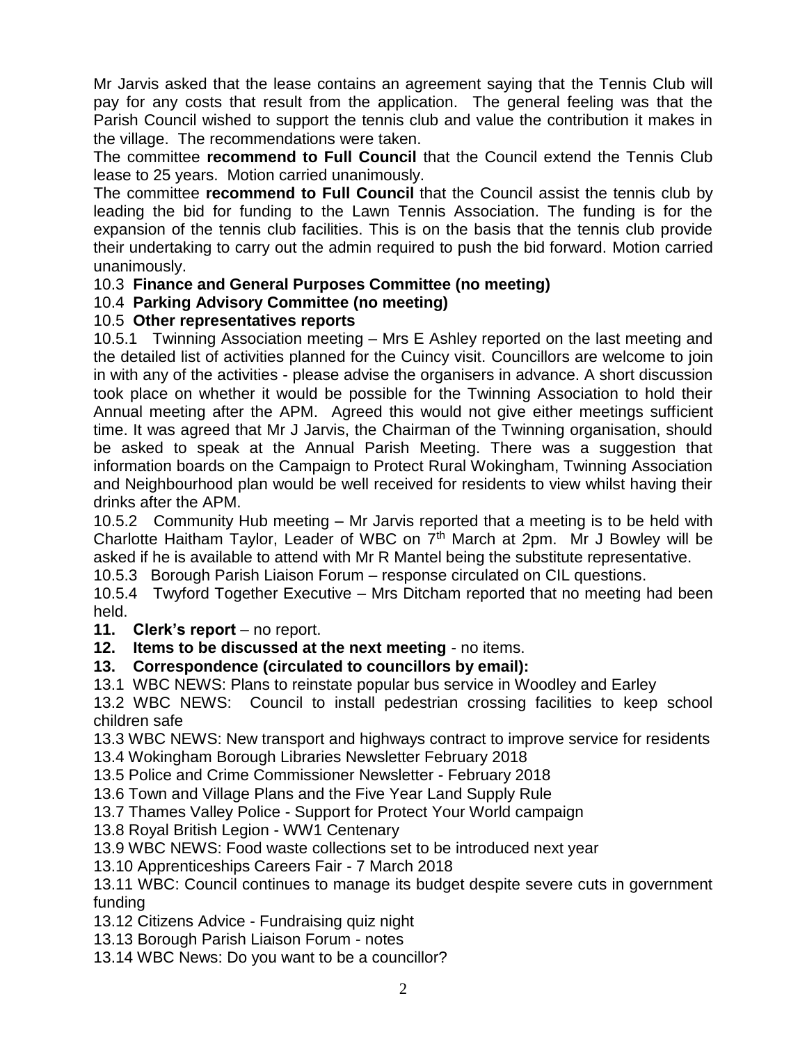Mr Jarvis asked that the lease contains an agreement saying that the Tennis Club will pay for any costs that result from the application. The general feeling was that the Parish Council wished to support the tennis club and value the contribution it makes in the village. The recommendations were taken.

The committee **recommend to Full Council** that the Council extend the Tennis Club lease to 25 years. Motion carried unanimously.

The committee **recommend to Full Council** that the Council assist the tennis club by leading the bid for funding to the Lawn Tennis Association. The funding is for the expansion of the tennis club facilities. This is on the basis that the tennis club provide their undertaking to carry out the admin required to push the bid forward. Motion carried unanimously.

10.3 **Finance and General Purposes Committee (no meeting)**

10.4 **Parking Advisory Committee (no meeting)**

10.5 **Other representatives reports**

10.5.1 Twinning Association meeting – Mrs E Ashley reported on the last meeting and the detailed list of activities planned for the Cuincy visit. Councillors are welcome to join in with any of the activities - please advise the organisers in advance. A short discussion took place on whether it would be possible for the Twinning Association to hold their Annual meeting after the APM. Agreed this would not give either meetings sufficient time. It was agreed that Mr J Jarvis, the Chairman of the Twinning organisation, should be asked to speak at the Annual Parish Meeting. There was a suggestion that information boards on the Campaign to Protect Rural Wokingham, Twinning Association and Neighbourhood plan would be well received for residents to view whilst having their drinks after the APM.

10.5.2 Community Hub meeting – Mr Jarvis reported that a meeting is to be held with Charlotte Haitham Taylor, Leader of WBC on 7th March at 2pm. Mr J Bowley will be asked if he is available to attend with Mr R Mantel being the substitute representative.

10.5.3 Borough Parish Liaison Forum – response circulated on CIL questions.

10.5.4 Twyford Together Executive – Mrs Ditcham reported that no meeting had been held.

**11. Clerk's report** – no report.

**12. Items to be discussed at the next meeting** - no items.

**13. Correspondence (circulated to councillors by email):**

13.1 WBC NEWS: Plans to reinstate popular bus service in Woodley and Earley

13.2 WBC NEWS: Council to install pedestrian crossing facilities to keep school children safe

13.3 WBC NEWS: New transport and highways contract to improve service for residents

13.4 Wokingham Borough Libraries Newsletter February 2018

13.5 Police and Crime Commissioner Newsletter - February 2018

13.6 Town and Village Plans and the Five Year Land Supply Rule

13.7 Thames Valley Police - Support for Protect Your World campaign

13.8 Royal British Legion - WW1 Centenary

13.9 WBC NEWS: Food waste collections set to be introduced next year

13.10 Apprenticeships Careers Fair - 7 March 2018

13.11 WBC: Council continues to manage its budget despite severe cuts in government funding

13.12 Citizens Advice - Fundraising quiz night

13.13 Borough Parish Liaison Forum - notes

13.14 WBC News: Do you want to be a councillor?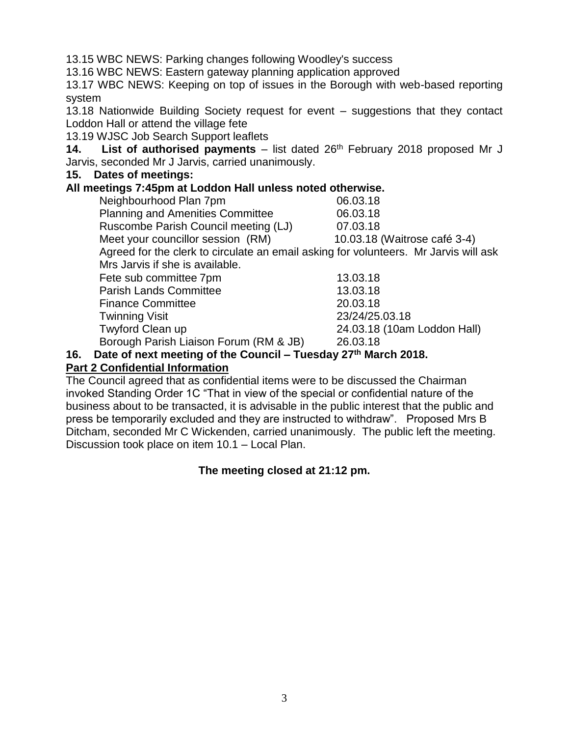13.15 WBC NEWS: Parking changes following Woodley's success

13.16 WBC NEWS: Eastern gateway planning application approved

13.17 WBC NEWS: Keeping on top of issues in the Borough with web-based reporting system

13.18 Nationwide Building Society request for event – suggestions that they contact Loddon Hall or attend the village fete

13.19 WJSC Job Search Support leaflets

**14. List of authorised payments** – list dated 26th February 2018 proposed Mr J Jarvis, seconded Mr J Jarvis, carried unanimously.

**15. Dates of meetings:**

**All meetings 7:45pm at Loddon Hall unless noted otherwise.**

| | |
|---|---|
| Neighbourhood Plan 7pm | 06.03.18 |
| Planning and Amenities Committee | 06.03.18 |
| Ruscombe Parish Council meeting (LJ) | 07.03.18 |
| Meet your councillor session (RM) | 10.03.18 (Waitrose café 3-4) |

Agreed for the clerk to circulate an email asking for volunteers. Mr Jarvis will ask Mrs Jarvis if she is available.

| | |
|---|---|
| Fete sub committee 7pm | 13.03.18 |
| Parish Lands Committee | 13.03.18 |
| Finance Committee | 20.03.18 |
| Twinning Visit | 23/24/25.03.18 |
| Twyford Clean up | 24.03.18 (10am Loddon Hall) |
| Borough Parish Liaison Forum (RM & JB) | 26.03.18 |

**16. Date of next meeting of the Council – Tuesday 27th March 2018.**

**Part 2 Confidential Information**

The Council agreed that as confidential items were to be discussed the Chairman invoked Standing Order 1C "That in view of the special or confidential nature of the business about to be transacted, it is advisable in the public interest that the public and press be temporarily excluded and they are instructed to withdraw". Proposed Mrs B Ditcham, seconded Mr C Wickenden, carried unanimously. The public left the meeting. Discussion took place on item 10.1 – Local Plan.

**The meeting closed at 21:12 pm.**